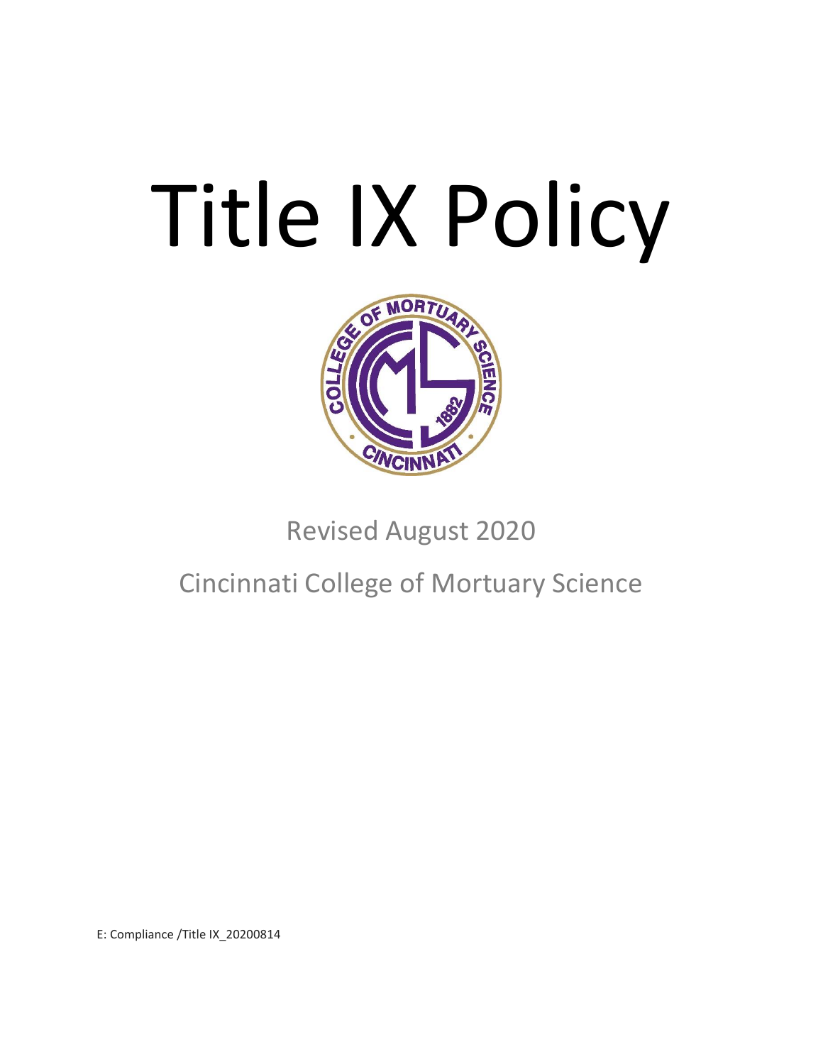# Title IX Policy

Revised August 2020

Cincinnati College of Mortuary Science

E: Compliance /Title IX_20200814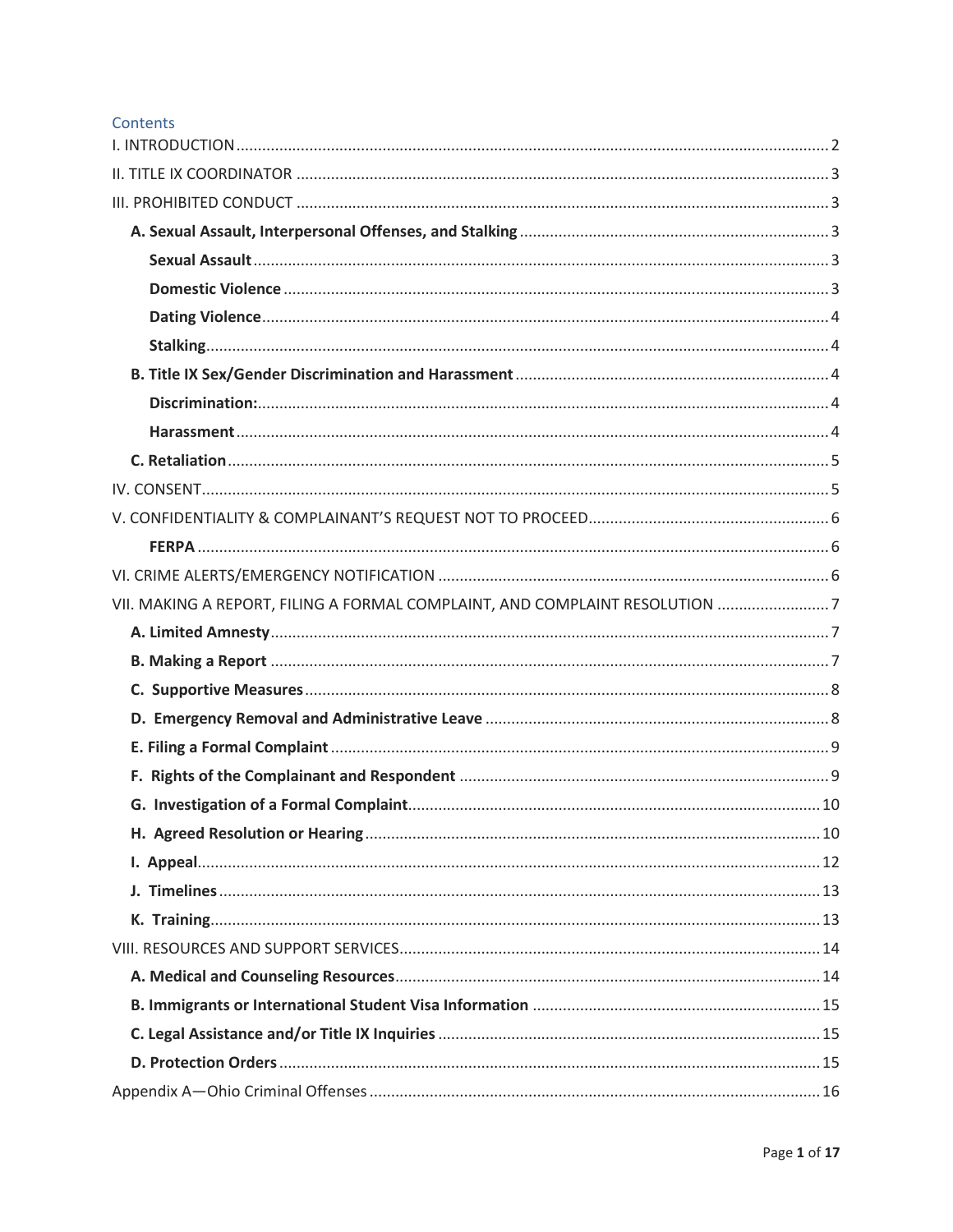## Contents

- I. INTRODUCTION ........ 2
- II. TITLE IX COORDINATOR ........ 3
- III. PROHIBITED CONDUCT ........ 3
  - **A. Sexual Assault, Interpersonal Offenses, and Stalking** ........ 3
    - **Sexual Assault** ........ 3
    - **Domestic Violence** ........ 3
    - **Dating Violence** ........ 4
    - **Stalking** ........ 4
  - **B. Title IX Sex/Gender Discrimination and Harassment** ........ 4
    - **Discrimination:** ........ 4
    - **Harassment** ........ 4
  - **C. Retaliation** ........ 5
- IV. CONSENT ........ 5
- V. CONFIDENTIALITY & COMPLAINANT'S REQUEST NOT TO PROCEED ........ 6
    - **FERPA** ........ 6
- VI. CRIME ALERTS/EMERGENCY NOTIFICATION ........ 6
- VII. MAKING A REPORT, FILING A FORMAL COMPLAINT, AND COMPLAINT RESOLUTION ........ 7
  - **A. Limited Amnesty** ........ 7
  - **B. Making a Report** ........ 7
  - **C. Supportive Measures** ........ 8
  - **D. Emergency Removal and Administrative Leave** ........ 8
  - **E. Filing a Formal Complaint** ........ 9
  - **F. Rights of the Complainant and Respondent** ........ 9
  - **G. Investigation of a Formal Complaint** ........ 10
  - **H. Agreed Resolution or Hearing** ........ 10
  - **I. Appeal** ........ 12
  - **J. Timelines** ........ 13
  - **K. Training** ........ 13
- VIII. RESOURCES AND SUPPORT SERVICES ........ 14
  - **A. Medical and Counseling Resources** ........ 14
  - **B. Immigrants or International Student Visa Information** ........ 15
  - **C. Legal Assistance and/or Title IX Inquiries** ........ 15
  - **D. Protection Orders** ........ 15
- Appendix A—Ohio Criminal Offenses ........ 16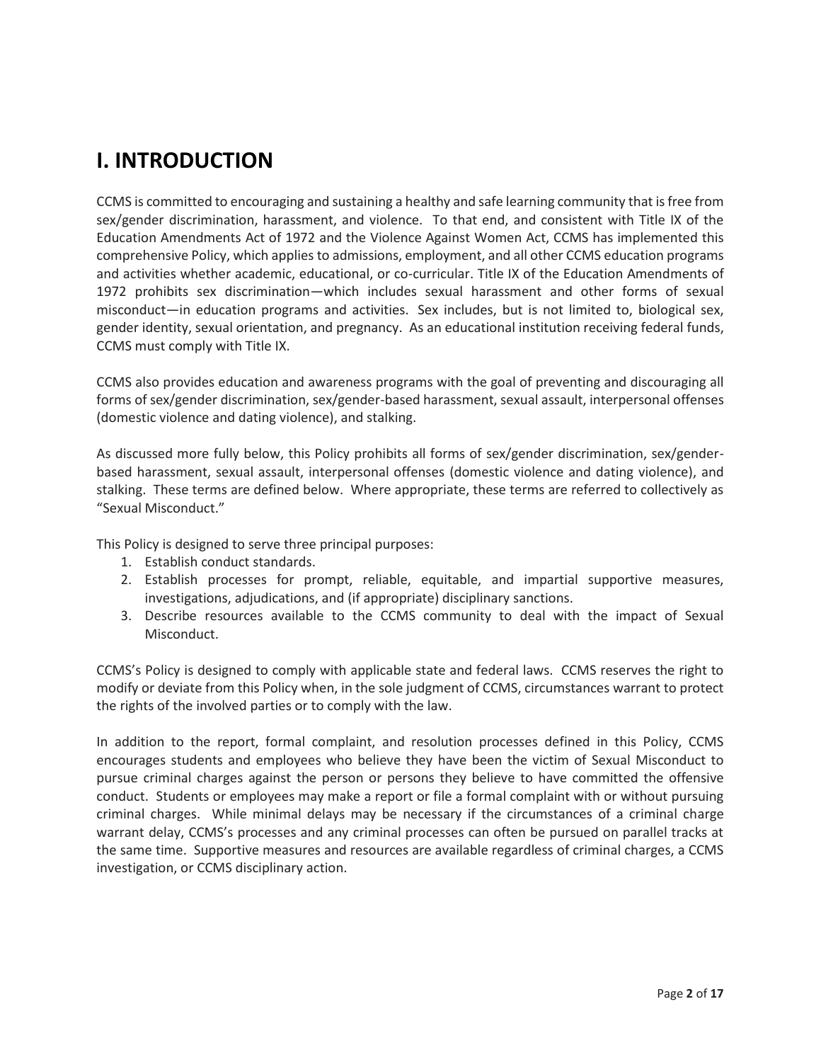# I. INTRODUCTION

CCMS is committed to encouraging and sustaining a healthy and safe learning community that is free from sex/gender discrimination, harassment, and violence. To that end, and consistent with Title IX of the Education Amendments Act of 1972 and the Violence Against Women Act, CCMS has implemented this comprehensive Policy, which applies to admissions, employment, and all other CCMS education programs and activities whether academic, educational, or co-curricular. Title IX of the Education Amendments of 1972 prohibits sex discrimination—which includes sexual harassment and other forms of sexual misconduct—in education programs and activities. Sex includes, but is not limited to, biological sex, gender identity, sexual orientation, and pregnancy. As an educational institution receiving federal funds, CCMS must comply with Title IX.

CCMS also provides education and awareness programs with the goal of preventing and discouraging all forms of sex/gender discrimination, sex/gender-based harassment, sexual assault, interpersonal offenses (domestic violence and dating violence), and stalking.

As discussed more fully below, this Policy prohibits all forms of sex/gender discrimination, sex/gender-based harassment, sexual assault, interpersonal offenses (domestic violence and dating violence), and stalking. These terms are defined below. Where appropriate, these terms are referred to collectively as "Sexual Misconduct."

This Policy is designed to serve three principal purposes:

1. Establish conduct standards.
2. Establish processes for prompt, reliable, equitable, and impartial supportive measures, investigations, adjudications, and (if appropriate) disciplinary sanctions.
3. Describe resources available to the CCMS community to deal with the impact of Sexual Misconduct.

CCMS's Policy is designed to comply with applicable state and federal laws. CCMS reserves the right to modify or deviate from this Policy when, in the sole judgment of CCMS, circumstances warrant to protect the rights of the involved parties or to comply with the law.

In addition to the report, formal complaint, and resolution processes defined in this Policy, CCMS encourages students and employees who believe they have been the victim of Sexual Misconduct to pursue criminal charges against the person or persons they believe to have committed the offensive conduct. Students or employees may make a report or file a formal complaint with or without pursuing criminal charges. While minimal delays may be necessary if the circumstances of a criminal charge warrant delay, CCMS's processes and any criminal processes can often be pursued on parallel tracks at the same time. Supportive measures and resources are available regardless of criminal charges, a CCMS investigation, or CCMS disciplinary action.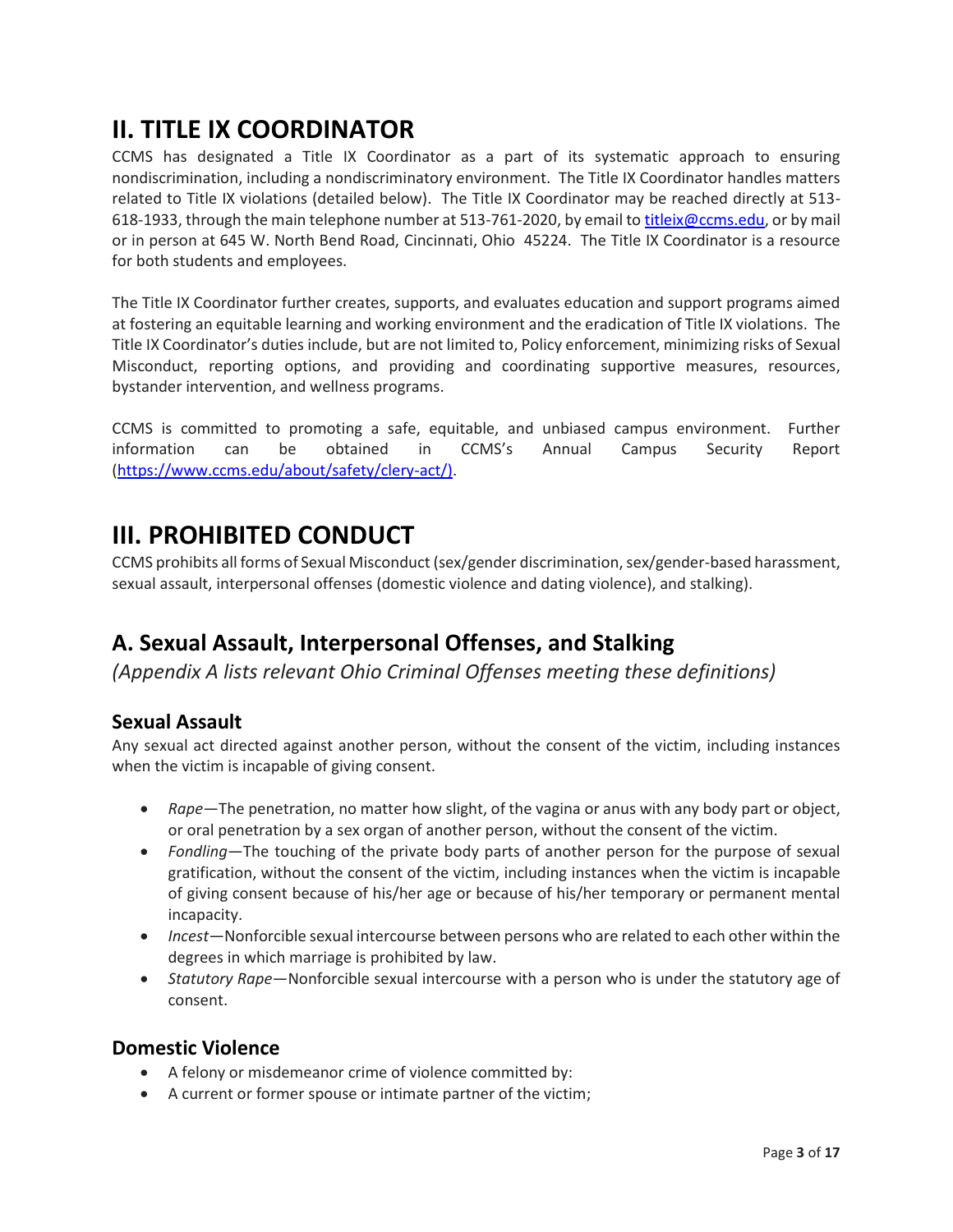# II. TITLE IX COORDINATOR

CCMS has designated a Title IX Coordinator as a part of its systematic approach to ensuring nondiscrimination, including a nondiscriminatory environment. The Title IX Coordinator handles matters related to Title IX violations (detailed below). The Title IX Coordinator may be reached directly at 513-618-1933, through the main telephone number at 513-761-2020, by email to [titleix@ccms.edu](mailto:titleix@ccms.edu), or by mail or in person at 645 W. North Bend Road, Cincinnati, Ohio 45224. The Title IX Coordinator is a resource for both students and employees.

The Title IX Coordinator further creates, supports, and evaluates education and support programs aimed at fostering an equitable learning and working environment and the eradication of Title IX violations. The Title IX Coordinator's duties include, but are not limited to, Policy enforcement, minimizing risks of Sexual Misconduct, reporting options, and providing and coordinating supportive measures, resources, bystander intervention, and wellness programs.

CCMS is committed to promoting a safe, equitable, and unbiased campus environment. Further information can be obtained in CCMS's Annual Campus Security Report ([https://www.ccms.edu/about/safety/clery-act/)](https://www.ccms.edu/about/safety/clery-act/).

# III. PROHIBITED CONDUCT

CCMS prohibits all forms of Sexual Misconduct (sex/gender discrimination, sex/gender-based harassment, sexual assault, interpersonal offenses (domestic violence and dating violence), and stalking).

## A. Sexual Assault, Interpersonal Offenses, and Stalking

*(Appendix A lists relevant Ohio Criminal Offenses meeting these definitions)*

### Sexual Assault

Any sexual act directed against another person, without the consent of the victim, including instances when the victim is incapable of giving consent.

- *Rape*—The penetration, no matter how slight, of the vagina or anus with any body part or object, or oral penetration by a sex organ of another person, without the consent of the victim.
- *Fondling*—The touching of the private body parts of another person for the purpose of sexual gratification, without the consent of the victim, including instances when the victim is incapable of giving consent because of his/her age or because of his/her temporary or permanent mental incapacity.
- *Incest*—Nonforcible sexual intercourse between persons who are related to each other within the degrees in which marriage is prohibited by law.
- *Statutory Rape*—Nonforcible sexual intercourse with a person who is under the statutory age of consent.

### Domestic Violence

- A felony or misdemeanor crime of violence committed by:
- A current or former spouse or intimate partner of the victim;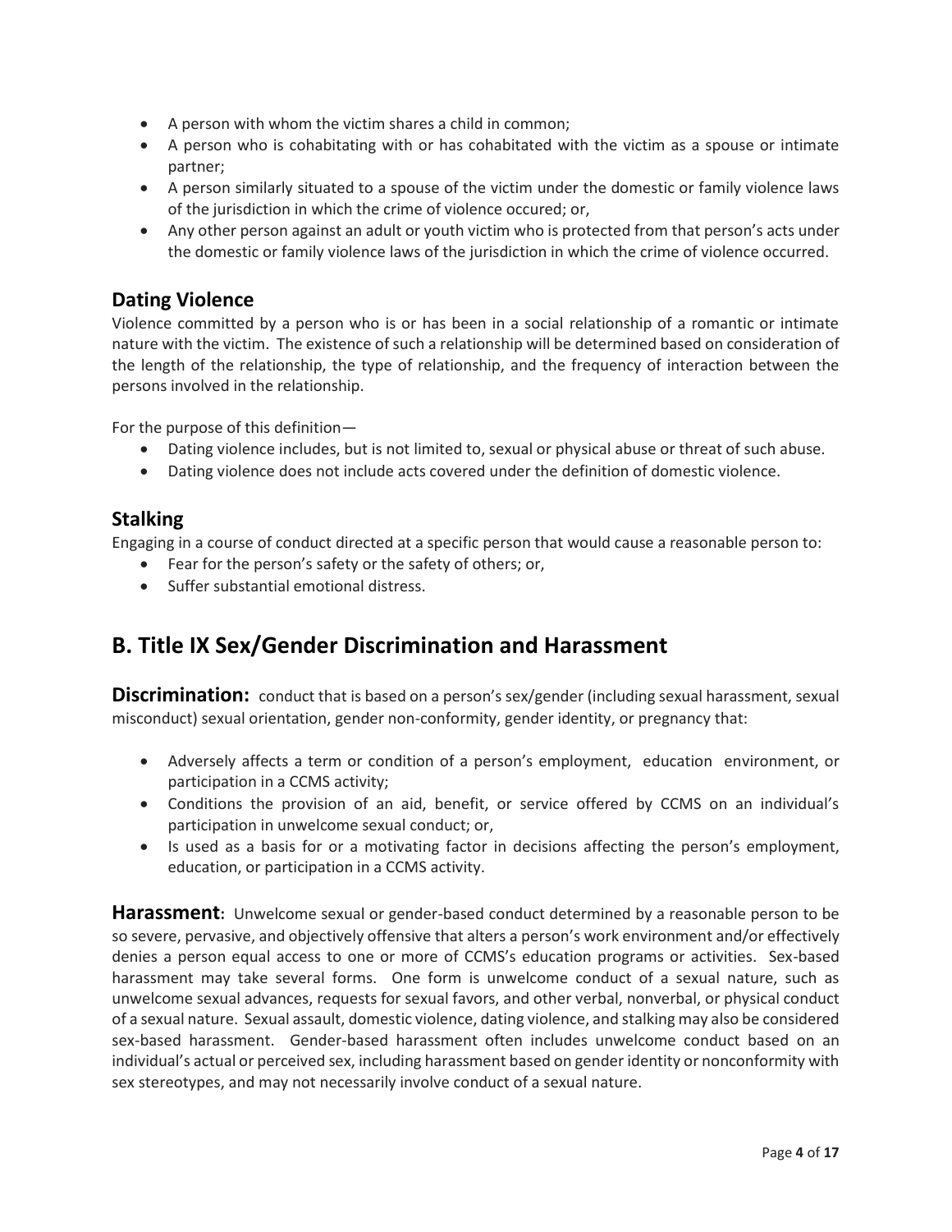- A person with whom the victim shares a child in common;
- A person who is cohabitating with or has cohabitated with the victim as a spouse or intimate partner;
- A person similarly situated to a spouse of the victim under the domestic or family violence laws of the jurisdiction in which the crime of violence occured; or,
- Any other person against an adult or youth victim who is protected from that person's acts under the domestic or family violence laws of the jurisdiction in which the crime of violence occurred.

### Dating Violence

Violence committed by a person who is or has been in a social relationship of a romantic or intimate nature with the victim. The existence of such a relationship will be determined based on consideration of the length of the relationship, the type of relationship, and the frequency of interaction between the persons involved in the relationship.

For the purpose of this definition—

- Dating violence includes, but is not limited to, sexual or physical abuse or threat of such abuse.
- Dating violence does not include acts covered under the definition of domestic violence.

### Stalking

Engaging in a course of conduct directed at a specific person that would cause a reasonable person to:

- Fear for the person's safety or the safety of others; or,
- Suffer substantial emotional distress.

## B. Title IX Sex/Gender Discrimination and Harassment

**Discrimination:** conduct that is based on a person's sex/gender (including sexual harassment, sexual misconduct) sexual orientation, gender non-conformity, gender identity, or pregnancy that:

- Adversely affects a term or condition of a person's employment, education environment, or participation in a CCMS activity;
- Conditions the provision of an aid, benefit, or service offered by CCMS on an individual's participation in unwelcome sexual conduct; or,
- Is used as a basis for or a motivating factor in decisions affecting the person's employment, education, or participation in a CCMS activity.

**Harassment:** Unwelcome sexual or gender-based conduct determined by a reasonable person to be so severe, pervasive, and objectively offensive that alters a person's work environment and/or effectively denies a person equal access to one or more of CCMS's education programs or activities. Sex-based harassment may take several forms. One form is unwelcome conduct of a sexual nature, such as unwelcome sexual advances, requests for sexual favors, and other verbal, nonverbal, or physical conduct of a sexual nature. Sexual assault, domestic violence, dating violence, and stalking may also be considered sex-based harassment. Gender-based harassment often includes unwelcome conduct based on an individual's actual or perceived sex, including harassment based on gender identity or nonconformity with sex stereotypes, and may not necessarily involve conduct of a sexual nature.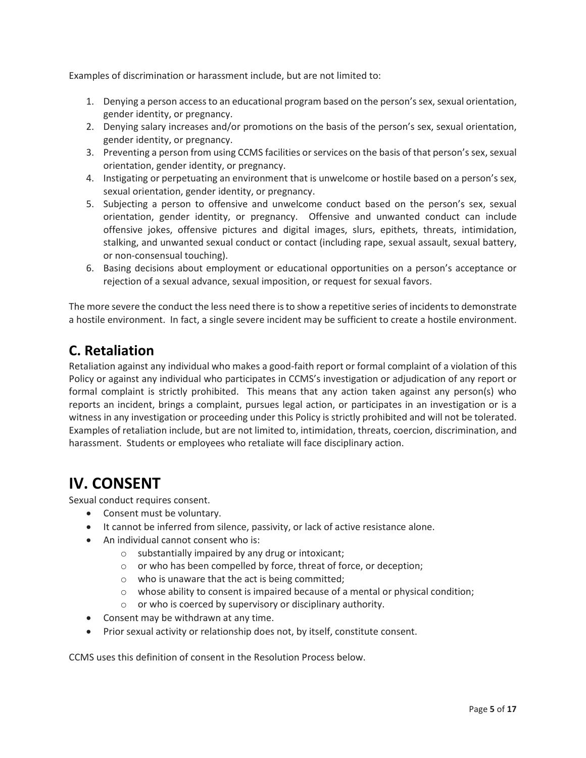Examples of discrimination or harassment include, but are not limited to:

1. Denying a person access to an educational program based on the person's sex, sexual orientation, gender identity, or pregnancy.
2. Denying salary increases and/or promotions on the basis of the person's sex, sexual orientation, gender identity, or pregnancy.
3. Preventing a person from using CCMS facilities or services on the basis of that person's sex, sexual orientation, gender identity, or pregnancy.
4. Instigating or perpetuating an environment that is unwelcome or hostile based on a person's sex, sexual orientation, gender identity, or pregnancy.
5. Subjecting a person to offensive and unwelcome conduct based on the person's sex, sexual orientation, gender identity, or pregnancy. Offensive and unwanted conduct can include offensive jokes, offensive pictures and digital images, slurs, epithets, threats, intimidation, stalking, and unwanted sexual conduct or contact (including rape, sexual assault, sexual battery, or non-consensual touching).
6. Basing decisions about employment or educational opportunities on a person's acceptance or rejection of a sexual advance, sexual imposition, or request for sexual favors.

The more severe the conduct the less need there is to show a repetitive series of incidents to demonstrate a hostile environment. In fact, a single severe incident may be sufficient to create a hostile environment.

## C. Retaliation

Retaliation against any individual who makes a good-faith report or formal complaint of a violation of this Policy or against any individual who participates in CCMS's investigation or adjudication of any report or formal complaint is strictly prohibited. This means that any action taken against any person(s) who reports an incident, brings a complaint, pursues legal action, or participates in an investigation or is a witness in any investigation or proceeding under this Policy is strictly prohibited and will not be tolerated. Examples of retaliation include, but are not limited to, intimidation, threats, coercion, discrimination, and harassment. Students or employees who retaliate will face disciplinary action.

# IV. CONSENT

Sexual conduct requires consent.

- Consent must be voluntary.
- It cannot be inferred from silence, passivity, or lack of active resistance alone.
- An individual cannot consent who is:
  - substantially impaired by any drug or intoxicant;
  - or who has been compelled by force, threat of force, or deception;
  - who is unaware that the act is being committed;
  - whose ability to consent is impaired because of a mental or physical condition;
  - or who is coerced by supervisory or disciplinary authority.
- Consent may be withdrawn at any time.
- Prior sexual activity or relationship does not, by itself, constitute consent.

CCMS uses this definition of consent in the Resolution Process below.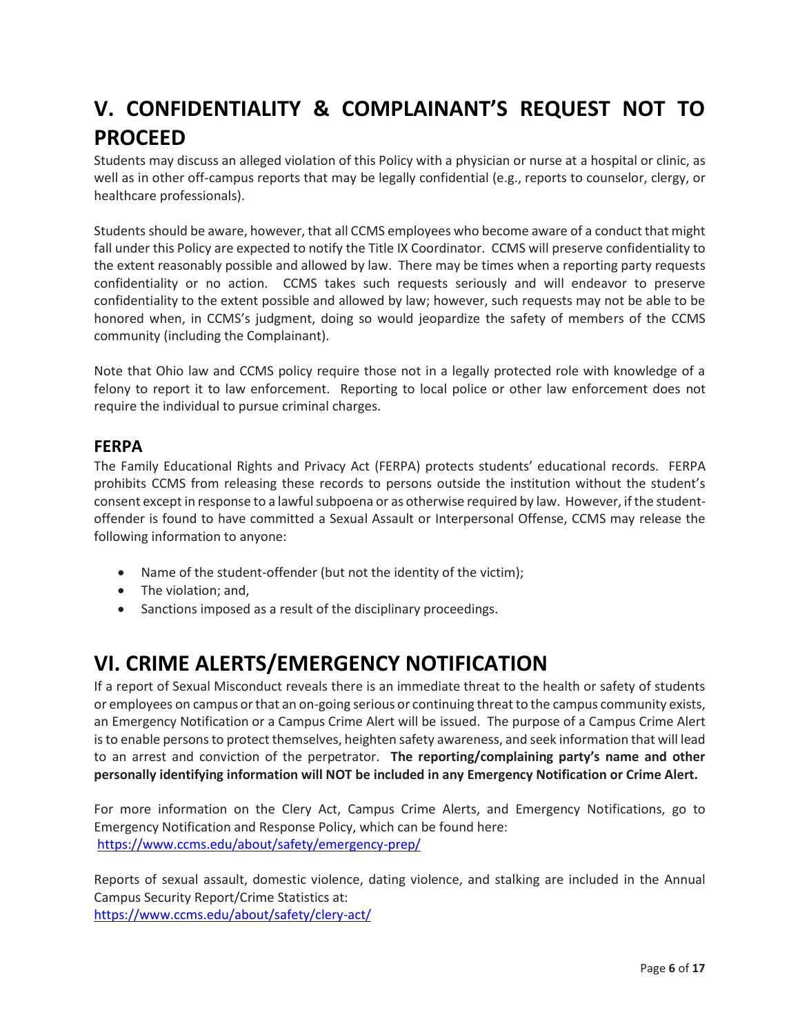# V. CONFIDENTIALITY & COMPLAINANT'S REQUEST NOT TO PROCEED

Students may discuss an alleged violation of this Policy with a physician or nurse at a hospital or clinic, as well as in other off-campus reports that may be legally confidential (e.g., reports to counselor, clergy, or healthcare professionals).

Students should be aware, however, that all CCMS employees who become aware of a conduct that might fall under this Policy are expected to notify the Title IX Coordinator. CCMS will preserve confidentiality to the extent reasonably possible and allowed by law. There may be times when a reporting party requests confidentiality or no action. CCMS takes such requests seriously and will endeavor to preserve confidentiality to the extent possible and allowed by law; however, such requests may not be able to be honored when, in CCMS's judgment, doing so would jeopardize the safety of members of the CCMS community (including the Complainant).

Note that Ohio law and CCMS policy require those not in a legally protected role with knowledge of a felony to report it to law enforcement. Reporting to local police or other law enforcement does not require the individual to pursue criminal charges.

## FERPA

The Family Educational Rights and Privacy Act (FERPA) protects students' educational records. FERPA prohibits CCMS from releasing these records to persons outside the institution without the student's consent except in response to a lawful subpoena or as otherwise required by law. However, if the student-offender is found to have committed a Sexual Assault or Interpersonal Offense, CCMS may release the following information to anyone:

- Name of the student-offender (but not the identity of the victim);
- The violation; and,
- Sanctions imposed as a result of the disciplinary proceedings.

# VI. CRIME ALERTS/EMERGENCY NOTIFICATION

If a report of Sexual Misconduct reveals there is an immediate threat to the health or safety of students or employees on campus or that an on-going serious or continuing threat to the campus community exists, an Emergency Notification or a Campus Crime Alert will be issued. The purpose of a Campus Crime Alert is to enable persons to protect themselves, heighten safety awareness, and seek information that will lead to an arrest and conviction of the perpetrator. **The reporting/complaining party's name and other personally identifying information will NOT be included in any Emergency Notification or Crime Alert.**

For more information on the Clery Act, Campus Crime Alerts, and Emergency Notifications, go to Emergency Notification and Response Policy, which can be found here: https://www.ccms.edu/about/safety/emergency-prep/

Reports of sexual assault, domestic violence, dating violence, and stalking are included in the Annual Campus Security Report/Crime Statistics at:
https://www.ccms.edu/about/safety/clery-act/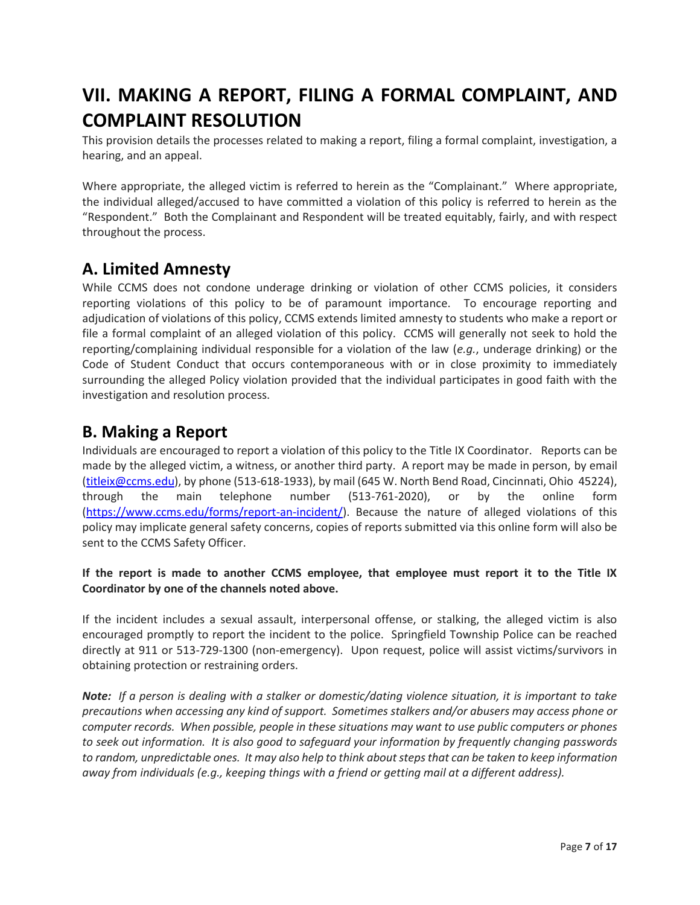# VII. MAKING A REPORT, FILING A FORMAL COMPLAINT, AND COMPLAINT RESOLUTION

This provision details the processes related to making a report, filing a formal complaint, investigation, a hearing, and an appeal.

Where appropriate, the alleged victim is referred to herein as the "Complainant." Where appropriate, the individual alleged/accused to have committed a violation of this policy is referred to herein as the "Respondent." Both the Complainant and Respondent will be treated equitably, fairly, and with respect throughout the process.

## A. Limited Amnesty

While CCMS does not condone underage drinking or violation of other CCMS policies, it considers reporting violations of this policy to be of paramount importance. To encourage reporting and adjudication of violations of this policy, CCMS extends limited amnesty to students who make a report or file a formal complaint of an alleged violation of this policy. CCMS will generally not seek to hold the reporting/complaining individual responsible for a violation of the law (*e.g.*, underage drinking) or the Code of Student Conduct that occurs contemporaneous with or in close proximity to immediately surrounding the alleged Policy violation provided that the individual participates in good faith with the investigation and resolution process.

## B. Making a Report

Individuals are encouraged to report a violation of this policy to the Title IX Coordinator. Reports can be made by the alleged victim, a witness, or another third party. A report may be made in person, by email ([titleix@ccms.edu](mailto:titleix@ccms.edu)), by phone (513-618-1933), by mail (645 W. North Bend Road, Cincinnati, Ohio 45224), through the main telephone number (513-761-2020), or by the online form ([https://www.ccms.edu/forms/report-an-incident/](https://www.ccms.edu/forms/report-an-incident/)). Because the nature of alleged violations of this policy may implicate general safety concerns, copies of reports submitted via this online form will also be sent to the CCMS Safety Officer.

**If the report is made to another CCMS employee, that employee must report it to the Title IX Coordinator by one of the channels noted above.**

If the incident includes a sexual assault, interpersonal offense, or stalking, the alleged victim is also encouraged promptly to report the incident to the police. Springfield Township Police can be reached directly at 911 or 513-729-1300 (non-emergency). Upon request, police will assist victims/survivors in obtaining protection or restraining orders.

***Note:*** *If a person is dealing with a stalker or domestic/dating violence situation, it is important to take precautions when accessing any kind of support. Sometimes stalkers and/or abusers may access phone or computer records. When possible, people in these situations may want to use public computers or phones to seek out information. It is also good to safeguard your information by frequently changing passwords to random, unpredictable ones. It may also help to think about steps that can be taken to keep information away from individuals (e.g., keeping things with a friend or getting mail at a different address).*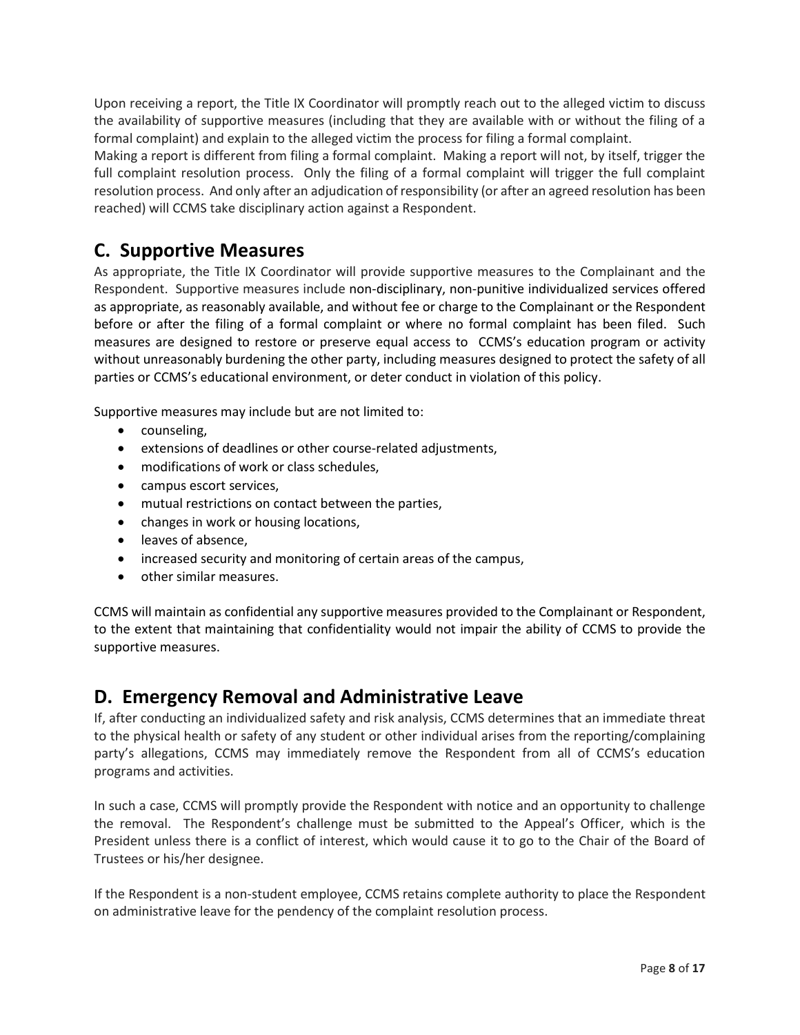Upon receiving a report, the Title IX Coordinator will promptly reach out to the alleged victim to discuss the availability of supportive measures (including that they are available with or without the filing of a formal complaint) and explain to the alleged victim the process for filing a formal complaint.
Making a report is different from filing a formal complaint. Making a report will not, by itself, trigger the full complaint resolution process. Only the filing of a formal complaint will trigger the full complaint resolution process. And only after an adjudication of responsibility (or after an agreed resolution has been reached) will CCMS take disciplinary action against a Respondent.

## C. Supportive Measures

As appropriate, the Title IX Coordinator will provide supportive measures to the Complainant and the Respondent. Supportive measures include non-disciplinary, non-punitive individualized services offered as appropriate, as reasonably available, and without fee or charge to the Complainant or the Respondent before or after the filing of a formal complaint or where no formal complaint has been filed. Such measures are designed to restore or preserve equal access to CCMS's education program or activity without unreasonably burdening the other party, including measures designed to protect the safety of all parties or CCMS's educational environment, or deter conduct in violation of this policy.

Supportive measures may include but are not limited to:

- counseling,
- extensions of deadlines or other course-related adjustments,
- modifications of work or class schedules,
- campus escort services,
- mutual restrictions on contact between the parties,
- changes in work or housing locations,
- leaves of absence,
- increased security and monitoring of certain areas of the campus,
- other similar measures.

CCMS will maintain as confidential any supportive measures provided to the Complainant or Respondent, to the extent that maintaining that confidentiality would not impair the ability of CCMS to provide the supportive measures.

## D. Emergency Removal and Administrative Leave

If, after conducting an individualized safety and risk analysis, CCMS determines that an immediate threat to the physical health or safety of any student or other individual arises from the reporting/complaining party's allegations, CCMS may immediately remove the Respondent from all of CCMS's education programs and activities.

In such a case, CCMS will promptly provide the Respondent with notice and an opportunity to challenge the removal. The Respondent's challenge must be submitted to the Appeal's Officer, which is the President unless there is a conflict of interest, which would cause it to go to the Chair of the Board of Trustees or his/her designee.

If the Respondent is a non-student employee, CCMS retains complete authority to place the Respondent on administrative leave for the pendency of the complaint resolution process.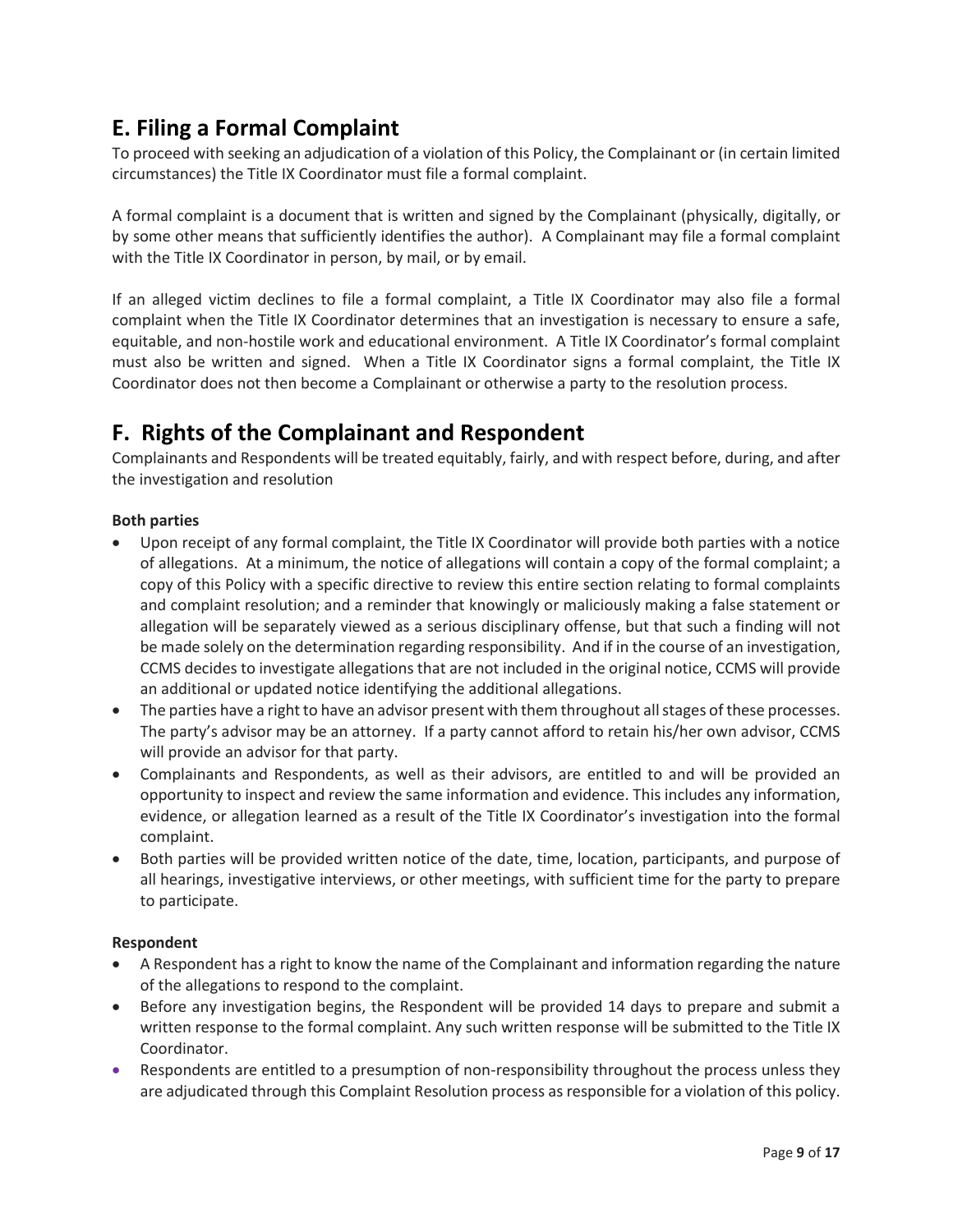## E. Filing a Formal Complaint

To proceed with seeking an adjudication of a violation of this Policy, the Complainant or (in certain limited circumstances) the Title IX Coordinator must file a formal complaint.

A formal complaint is a document that is written and signed by the Complainant (physically, digitally, or by some other means that sufficiently identifies the author). A Complainant may file a formal complaint with the Title IX Coordinator in person, by mail, or by email.

If an alleged victim declines to file a formal complaint, a Title IX Coordinator may also file a formal complaint when the Title IX Coordinator determines that an investigation is necessary to ensure a safe, equitable, and non-hostile work and educational environment. A Title IX Coordinator's formal complaint must also be written and signed. When a Title IX Coordinator signs a formal complaint, the Title IX Coordinator does not then become a Complainant or otherwise a party to the resolution process.

## F. Rights of the Complainant and Respondent

Complainants and Respondents will be treated equitably, fairly, and with respect before, during, and after the investigation and resolution

**Both parties**

- Upon receipt of any formal complaint, the Title IX Coordinator will provide both parties with a notice of allegations. At a minimum, the notice of allegations will contain a copy of the formal complaint; a copy of this Policy with a specific directive to review this entire section relating to formal complaints and complaint resolution; and a reminder that knowingly or maliciously making a false statement or allegation will be separately viewed as a serious disciplinary offense, but that such a finding will not be made solely on the determination regarding responsibility. And if in the course of an investigation, CCMS decides to investigate allegations that are not included in the original notice, CCMS will provide an additional or updated notice identifying the additional allegations.
- The parties have a right to have an advisor present with them throughout all stages of these processes. The party's advisor may be an attorney. If a party cannot afford to retain his/her own advisor, CCMS will provide an advisor for that party.
- Complainants and Respondents, as well as their advisors, are entitled to and will be provided an opportunity to inspect and review the same information and evidence. This includes any information, evidence, or allegation learned as a result of the Title IX Coordinator's investigation into the formal complaint.
- Both parties will be provided written notice of the date, time, location, participants, and purpose of all hearings, investigative interviews, or other meetings, with sufficient time for the party to prepare to participate.

**Respondent**

- A Respondent has a right to know the name of the Complainant and information regarding the nature of the allegations to respond to the complaint.
- Before any investigation begins, the Respondent will be provided 14 days to prepare and submit a written response to the formal complaint. Any such written response will be submitted to the Title IX Coordinator.
- Respondents are entitled to a presumption of non-responsibility throughout the process unless they are adjudicated through this Complaint Resolution process as responsible for a violation of this policy.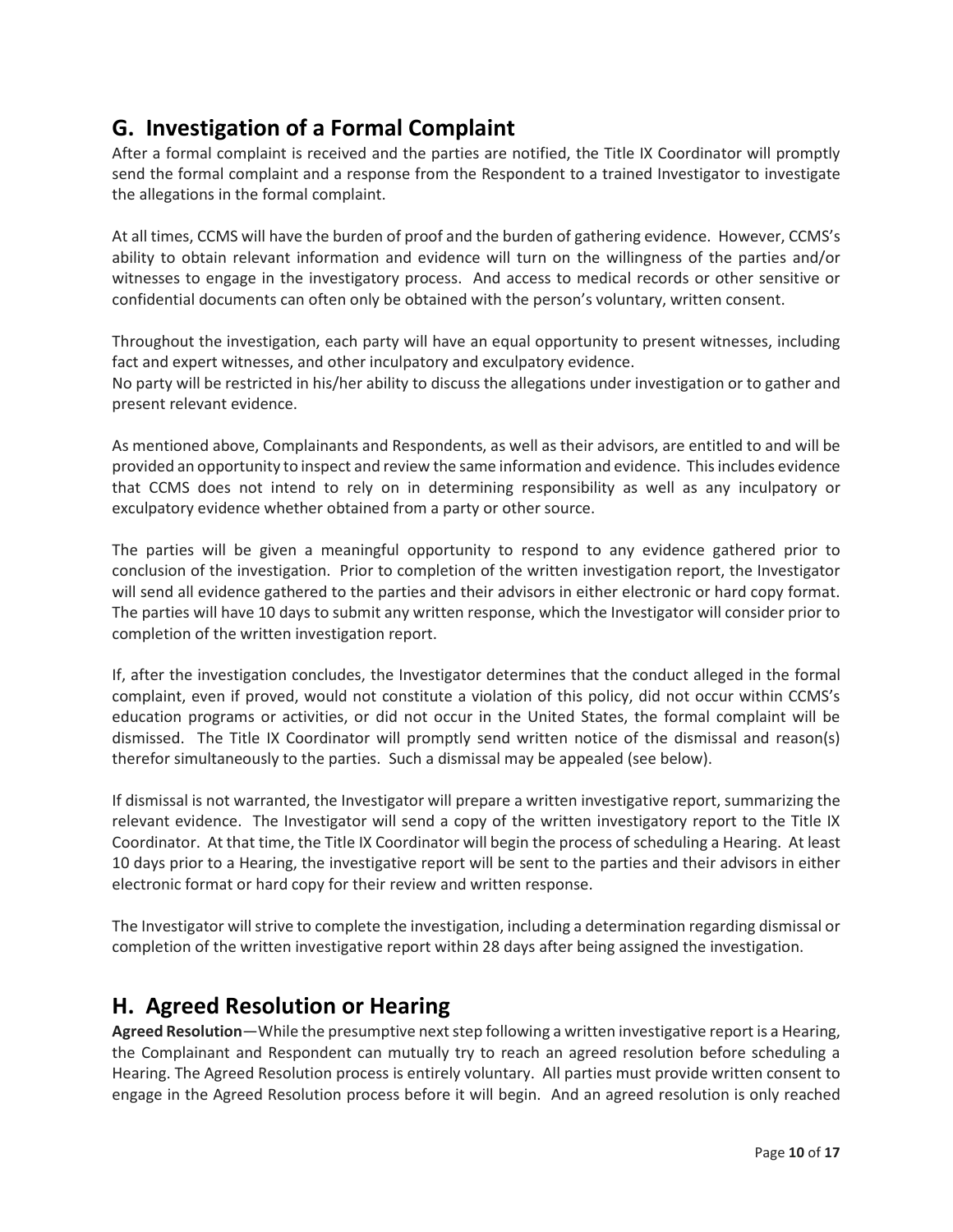## G. Investigation of a Formal Complaint

After a formal complaint is received and the parties are notified, the Title IX Coordinator will promptly send the formal complaint and a response from the Respondent to a trained Investigator to investigate the allegations in the formal complaint.

At all times, CCMS will have the burden of proof and the burden of gathering evidence. However, CCMS's ability to obtain relevant information and evidence will turn on the willingness of the parties and/or witnesses to engage in the investigatory process. And access to medical records or other sensitive or confidential documents can often only be obtained with the person's voluntary, written consent.

Throughout the investigation, each party will have an equal opportunity to present witnesses, including fact and expert witnesses, and other inculpatory and exculpatory evidence.
No party will be restricted in his/her ability to discuss the allegations under investigation or to gather and present relevant evidence.

As mentioned above, Complainants and Respondents, as well as their advisors, are entitled to and will be provided an opportunity to inspect and review the same information and evidence. This includes evidence that CCMS does not intend to rely on in determining responsibility as well as any inculpatory or exculpatory evidence whether obtained from a party or other source.

The parties will be given a meaningful opportunity to respond to any evidence gathered prior to conclusion of the investigation. Prior to completion of the written investigation report, the Investigator will send all evidence gathered to the parties and their advisors in either electronic or hard copy format. The parties will have 10 days to submit any written response, which the Investigator will consider prior to completion of the written investigation report.

If, after the investigation concludes, the Investigator determines that the conduct alleged in the formal complaint, even if proved, would not constitute a violation of this policy, did not occur within CCMS's education programs or activities, or did not occur in the United States, the formal complaint will be dismissed. The Title IX Coordinator will promptly send written notice of the dismissal and reason(s) therefor simultaneously to the parties. Such a dismissal may be appealed (see below).

If dismissal is not warranted, the Investigator will prepare a written investigative report, summarizing the relevant evidence. The Investigator will send a copy of the written investigatory report to the Title IX Coordinator. At that time, the Title IX Coordinator will begin the process of scheduling a Hearing. At least 10 days prior to a Hearing, the investigative report will be sent to the parties and their advisors in either electronic format or hard copy for their review and written response.

The Investigator will strive to complete the investigation, including a determination regarding dismissal or completion of the written investigative report within 28 days after being assigned the investigation.

## H. Agreed Resolution or Hearing

**Agreed Resolution**—While the presumptive next step following a written investigative report is a Hearing, the Complainant and Respondent can mutually try to reach an agreed resolution before scheduling a Hearing. The Agreed Resolution process is entirely voluntary. All parties must provide written consent to engage in the Agreed Resolution process before it will begin. And an agreed resolution is only reached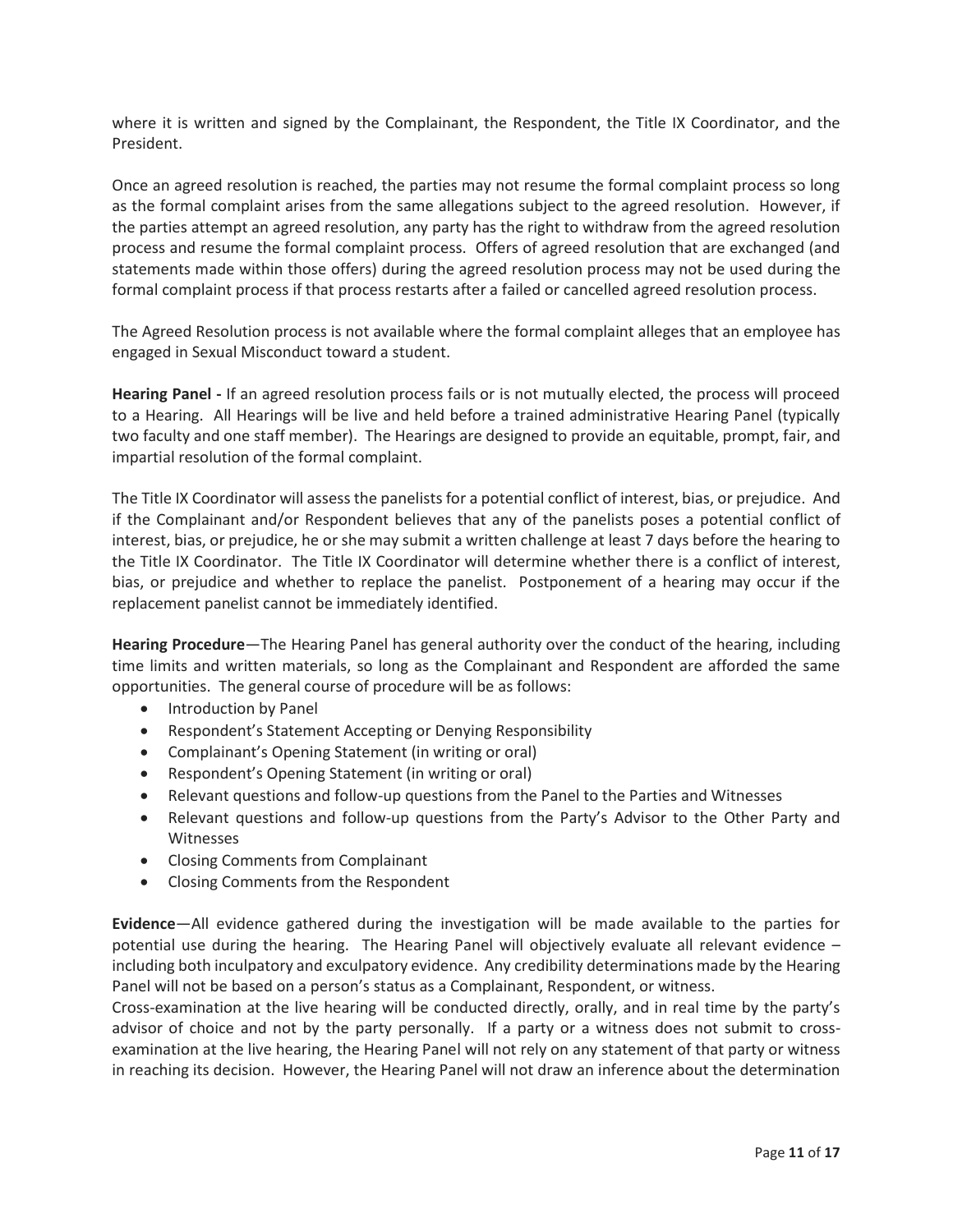where it is written and signed by the Complainant, the Respondent, the Title IX Coordinator, and the President.

Once an agreed resolution is reached, the parties may not resume the formal complaint process so long as the formal complaint arises from the same allegations subject to the agreed resolution. However, if the parties attempt an agreed resolution, any party has the right to withdraw from the agreed resolution process and resume the formal complaint process. Offers of agreed resolution that are exchanged (and statements made within those offers) during the agreed resolution process may not be used during the formal complaint process if that process restarts after a failed or cancelled agreed resolution process.

The Agreed Resolution process is not available where the formal complaint alleges that an employee has engaged in Sexual Misconduct toward a student.

**Hearing Panel -** If an agreed resolution process fails or is not mutually elected, the process will proceed to a Hearing. All Hearings will be live and held before a trained administrative Hearing Panel (typically two faculty and one staff member). The Hearings are designed to provide an equitable, prompt, fair, and impartial resolution of the formal complaint.

The Title IX Coordinator will assess the panelists for a potential conflict of interest, bias, or prejudice. And if the Complainant and/or Respondent believes that any of the panelists poses a potential conflict of interest, bias, or prejudice, he or she may submit a written challenge at least 7 days before the hearing to the Title IX Coordinator. The Title IX Coordinator will determine whether there is a conflict of interest, bias, or prejudice and whether to replace the panelist. Postponement of a hearing may occur if the replacement panelist cannot be immediately identified.

**Hearing Procedure**—The Hearing Panel has general authority over the conduct of the hearing, including time limits and written materials, so long as the Complainant and Respondent are afforded the same opportunities. The general course of procedure will be as follows:

- Introduction by Panel
- Respondent's Statement Accepting or Denying Responsibility
- Complainant's Opening Statement (in writing or oral)
- Respondent's Opening Statement (in writing or oral)
- Relevant questions and follow-up questions from the Panel to the Parties and Witnesses
- Relevant questions and follow-up questions from the Party's Advisor to the Other Party and Witnesses
- Closing Comments from Complainant
- Closing Comments from the Respondent

**Evidence**—All evidence gathered during the investigation will be made available to the parties for potential use during the hearing. The Hearing Panel will objectively evaluate all relevant evidence – including both inculpatory and exculpatory evidence. Any credibility determinations made by the Hearing Panel will not be based on a person's status as a Complainant, Respondent, or witness.

Cross-examination at the live hearing will be conducted directly, orally, and in real time by the party's advisor of choice and not by the party personally. If a party or a witness does not submit to cross-examination at the live hearing, the Hearing Panel will not rely on any statement of that party or witness in reaching its decision. However, the Hearing Panel will not draw an inference about the determination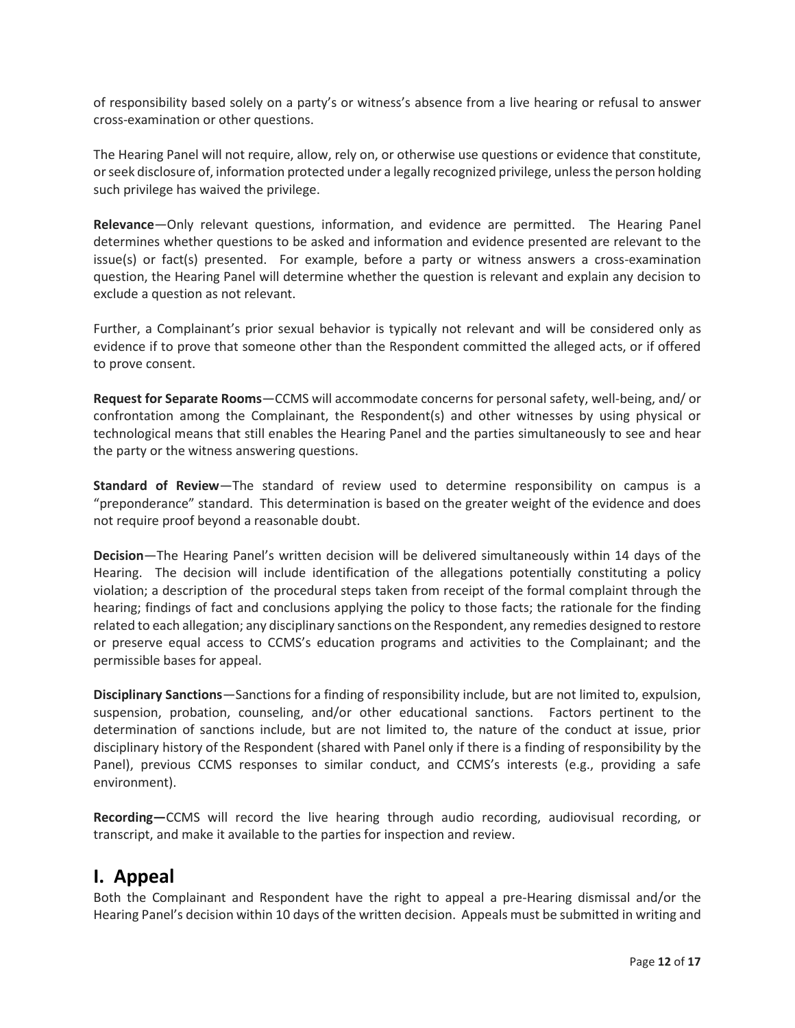of responsibility based solely on a party's or witness's absence from a live hearing or refusal to answer cross-examination or other questions.

The Hearing Panel will not require, allow, rely on, or otherwise use questions or evidence that constitute, or seek disclosure of, information protected under a legally recognized privilege, unless the person holding such privilege has waived the privilege.

**Relevance**—Only relevant questions, information, and evidence are permitted. The Hearing Panel determines whether questions to be asked and information and evidence presented are relevant to the issue(s) or fact(s) presented. For example, before a party or witness answers a cross-examination question, the Hearing Panel will determine whether the question is relevant and explain any decision to exclude a question as not relevant.

Further, a Complainant's prior sexual behavior is typically not relevant and will be considered only as evidence if to prove that someone other than the Respondent committed the alleged acts, or if offered to prove consent.

**Request for Separate Rooms**—CCMS will accommodate concerns for personal safety, well-being, and/ or confrontation among the Complainant, the Respondent(s) and other witnesses by using physical or technological means that still enables the Hearing Panel and the parties simultaneously to see and hear the party or the witness answering questions.

**Standard of Review**—The standard of review used to determine responsibility on campus is a "preponderance" standard. This determination is based on the greater weight of the evidence and does not require proof beyond a reasonable doubt.

**Decision**—The Hearing Panel's written decision will be delivered simultaneously within 14 days of the Hearing. The decision will include identification of the allegations potentially constituting a policy violation; a description of the procedural steps taken from receipt of the formal complaint through the hearing; findings of fact and conclusions applying the policy to those facts; the rationale for the finding related to each allegation; any disciplinary sanctions on the Respondent, any remedies designed to restore or preserve equal access to CCMS's education programs and activities to the Complainant; and the permissible bases for appeal.

**Disciplinary Sanctions**—Sanctions for a finding of responsibility include, but are not limited to, expulsion, suspension, probation, counseling, and/or other educational sanctions. Factors pertinent to the determination of sanctions include, but are not limited to, the nature of the conduct at issue, prior disciplinary history of the Respondent (shared with Panel only if there is a finding of responsibility by the Panel), previous CCMS responses to similar conduct, and CCMS's interests (e.g., providing a safe environment).

**Recording—**CCMS will record the live hearing through audio recording, audiovisual recording, or transcript, and make it available to the parties for inspection and review.

## I. Appeal

Both the Complainant and Respondent have the right to appeal a pre-Hearing dismissal and/or the Hearing Panel's decision within 10 days of the written decision. Appeals must be submitted in writing and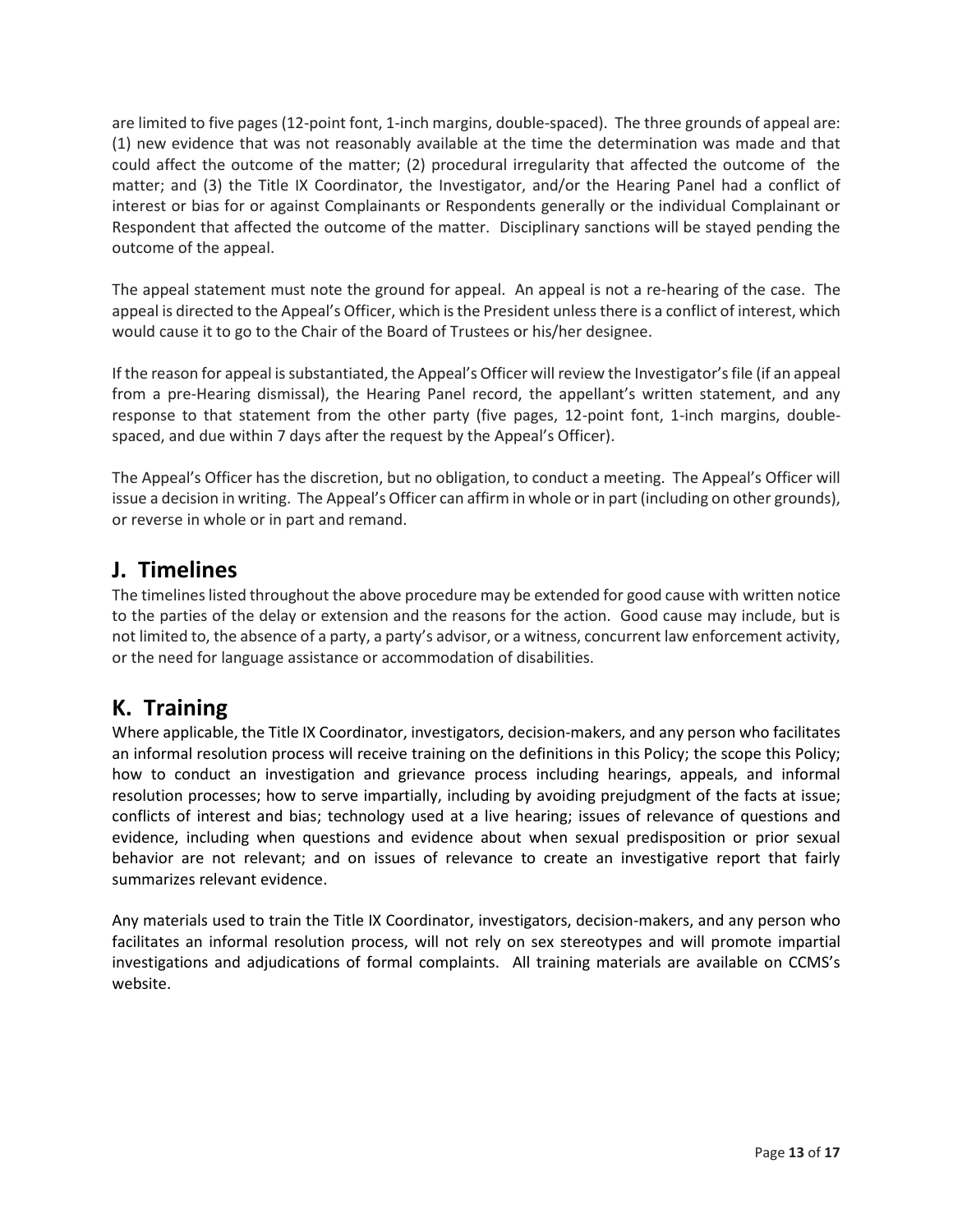are limited to five pages (12-point font, 1-inch margins, double-spaced). The three grounds of appeal are: (1) new evidence that was not reasonably available at the time the determination was made and that could affect the outcome of the matter; (2) procedural irregularity that affected the outcome of the matter; and (3) the Title IX Coordinator, the Investigator, and/or the Hearing Panel had a conflict of interest or bias for or against Complainants or Respondents generally or the individual Complainant or Respondent that affected the outcome of the matter. Disciplinary sanctions will be stayed pending the outcome of the appeal.

The appeal statement must note the ground for appeal. An appeal is not a re-hearing of the case. The appeal is directed to the Appeal's Officer, which is the President unless there is a conflict of interest, which would cause it to go to the Chair of the Board of Trustees or his/her designee.

If the reason for appeal is substantiated, the Appeal's Officer will review the Investigator's file (if an appeal from a pre-Hearing dismissal), the Hearing Panel record, the appellant's written statement, and any response to that statement from the other party (five pages, 12-point font, 1-inch margins, double-spaced, and due within 7 days after the request by the Appeal's Officer).

The Appeal's Officer has the discretion, but no obligation, to conduct a meeting. The Appeal's Officer will issue a decision in writing. The Appeal's Officer can affirm in whole or in part (including on other grounds), or reverse in whole or in part and remand.

## J. Timelines

The timelines listed throughout the above procedure may be extended for good cause with written notice to the parties of the delay or extension and the reasons for the action. Good cause may include, but is not limited to, the absence of a party, a party's advisor, or a witness, concurrent law enforcement activity, or the need for language assistance or accommodation of disabilities.

## K. Training

Where applicable, the Title IX Coordinator, investigators, decision-makers, and any person who facilitates an informal resolution process will receive training on the definitions in this Policy; the scope this Policy; how to conduct an investigation and grievance process including hearings, appeals, and informal resolution processes; how to serve impartially, including by avoiding prejudgment of the facts at issue; conflicts of interest and bias; technology used at a live hearing; issues of relevance of questions and evidence, including when questions and evidence about when sexual predisposition or prior sexual behavior are not relevant; and on issues of relevance to create an investigative report that fairly summarizes relevant evidence.

Any materials used to train the Title IX Coordinator, investigators, decision-makers, and any person who facilitates an informal resolution process, will not rely on sex stereotypes and will promote impartial investigations and adjudications of formal complaints. All training materials are available on CCMS's website.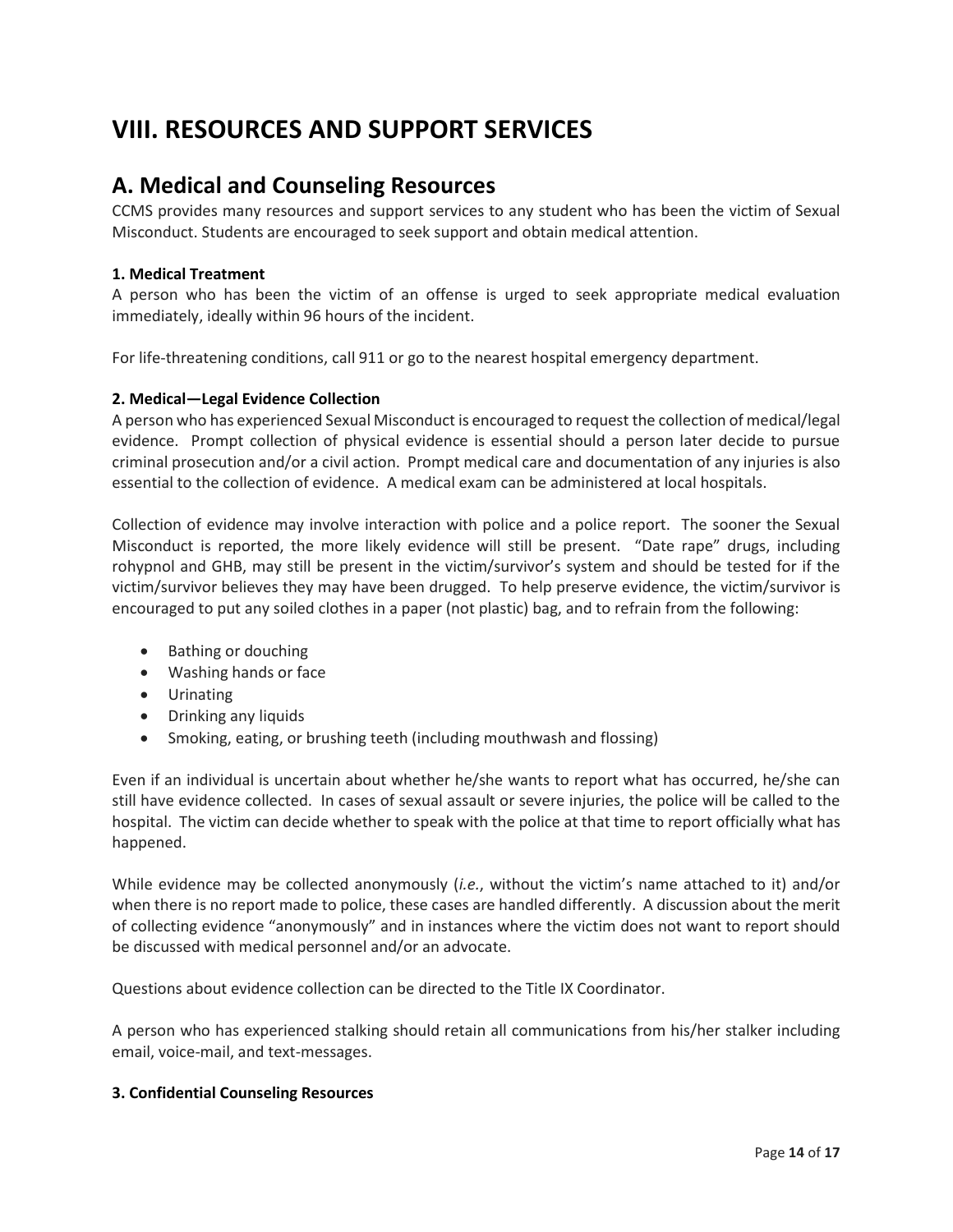# VIII. RESOURCES AND SUPPORT SERVICES

## A. Medical and Counseling Resources

CCMS provides many resources and support services to any student who has been the victim of Sexual Misconduct. Students are encouraged to seek support and obtain medical attention.

**1. Medical Treatment**

A person who has been the victim of an offense is urged to seek appropriate medical evaluation immediately, ideally within 96 hours of the incident.

For life-threatening conditions, call 911 or go to the nearest hospital emergency department.

**2. Medical—Legal Evidence Collection**

A person who has experienced Sexual Misconduct is encouraged to request the collection of medical/legal evidence. Prompt collection of physical evidence is essential should a person later decide to pursue criminal prosecution and/or a civil action. Prompt medical care and documentation of any injuries is also essential to the collection of evidence. A medical exam can be administered at local hospitals.

Collection of evidence may involve interaction with police and a police report. The sooner the Sexual Misconduct is reported, the more likely evidence will still be present. "Date rape" drugs, including rohypnol and GHB, may still be present in the victim/survivor's system and should be tested for if the victim/survivor believes they may have been drugged. To help preserve evidence, the victim/survivor is encouraged to put any soiled clothes in a paper (not plastic) bag, and to refrain from the following:

- Bathing or douching
- Washing hands or face
- Urinating
- Drinking any liquids
- Smoking, eating, or brushing teeth (including mouthwash and flossing)

Even if an individual is uncertain about whether he/she wants to report what has occurred, he/she can still have evidence collected. In cases of sexual assault or severe injuries, the police will be called to the hospital. The victim can decide whether to speak with the police at that time to report officially what has happened.

While evidence may be collected anonymously (*i.e.*, without the victim's name attached to it) and/or when there is no report made to police, these cases are handled differently. A discussion about the merit of collecting evidence "anonymously" and in instances where the victim does not want to report should be discussed with medical personnel and/or an advocate.

Questions about evidence collection can be directed to the Title IX Coordinator.

A person who has experienced stalking should retain all communications from his/her stalker including email, voice-mail, and text-messages.

**3. Confidential Counseling Resources**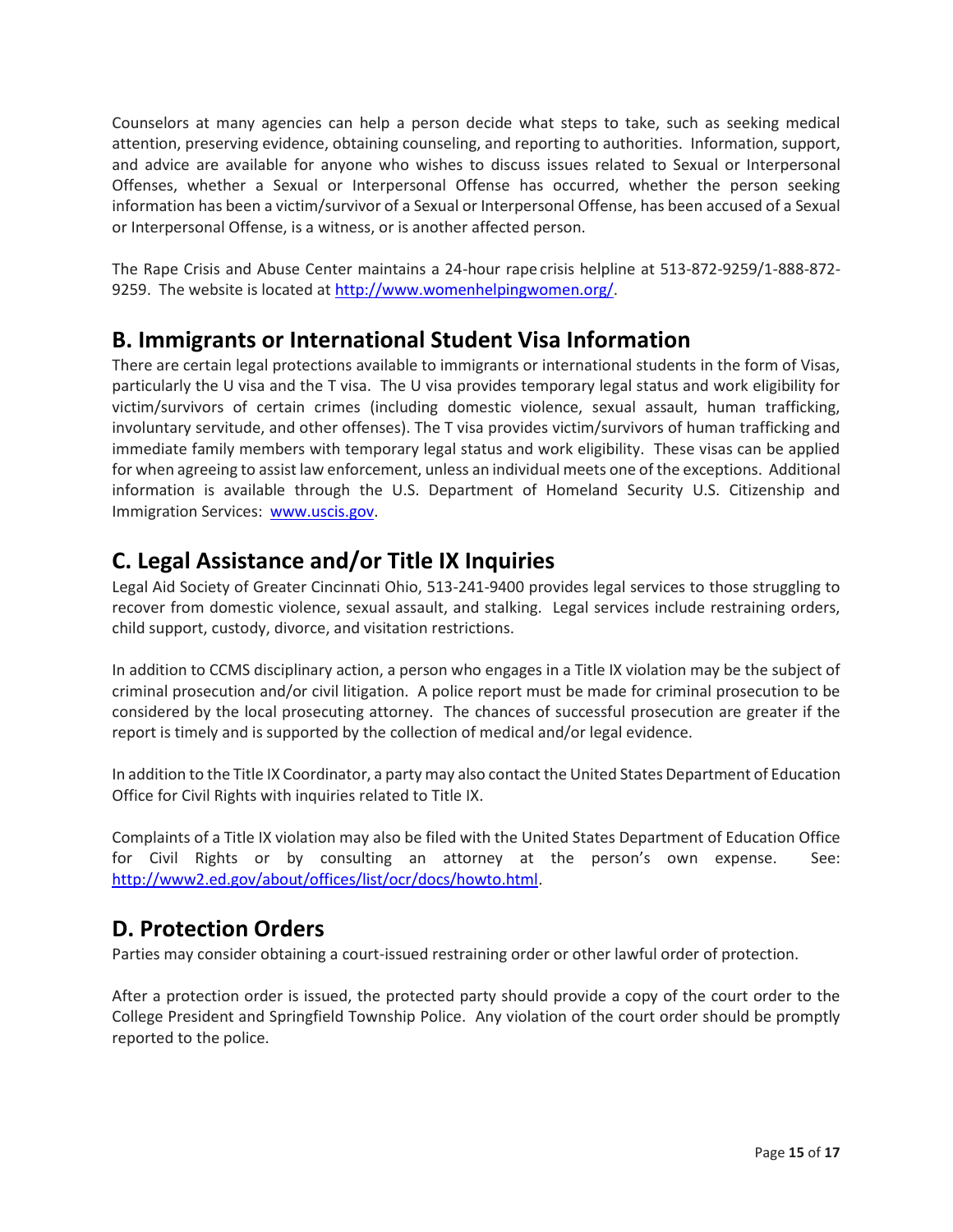Counselors at many agencies can help a person decide what steps to take, such as seeking medical attention, preserving evidence, obtaining counseling, and reporting to authorities. Information, support, and advice are available for anyone who wishes to discuss issues related to Sexual or Interpersonal Offenses, whether a Sexual or Interpersonal Offense has occurred, whether the person seeking information has been a victim/survivor of a Sexual or Interpersonal Offense, has been accused of a Sexual or Interpersonal Offense, is a witness, or is another affected person.

The Rape Crisis and Abuse Center maintains a 24-hour rape crisis helpline at 513-872-9259/1-888-872-9259. The website is located at http://www.womenhelpingwomen.org/.

## B. Immigrants or International Student Visa Information

There are certain legal protections available to immigrants or international students in the form of Visas, particularly the U visa and the T visa. The U visa provides temporary legal status and work eligibility for victim/survivors of certain crimes (including domestic violence, sexual assault, human trafficking, involuntary servitude, and other offenses). The T visa provides victim/survivors of human trafficking and immediate family members with temporary legal status and work eligibility. These visas can be applied for when agreeing to assist law enforcement, unless an individual meets one of the exceptions. Additional information is available through the U.S. Department of Homeland Security U.S. Citizenship and Immigration Services: www.uscis.gov.

## C. Legal Assistance and/or Title IX Inquiries

Legal Aid Society of Greater Cincinnati Ohio, 513-241-9400 provides legal services to those struggling to recover from domestic violence, sexual assault, and stalking. Legal services include restraining orders, child support, custody, divorce, and visitation restrictions.

In addition to CCMS disciplinary action, a person who engages in a Title IX violation may be the subject of criminal prosecution and/or civil litigation. A police report must be made for criminal prosecution to be considered by the local prosecuting attorney. The chances of successful prosecution are greater if the report is timely and is supported by the collection of medical and/or legal evidence.

In addition to the Title IX Coordinator, a party may also contact the United States Department of Education Office for Civil Rights with inquiries related to Title IX.

Complaints of a Title IX violation may also be filed with the United States Department of Education Office for Civil Rights or by consulting an attorney at the person's own expense. See: http://www2.ed.gov/about/offices/list/ocr/docs/howto.html.

## D. Protection Orders

Parties may consider obtaining a court-issued restraining order or other lawful order of protection.

After a protection order is issued, the protected party should provide a copy of the court order to the College President and Springfield Township Police. Any violation of the court order should be promptly reported to the police.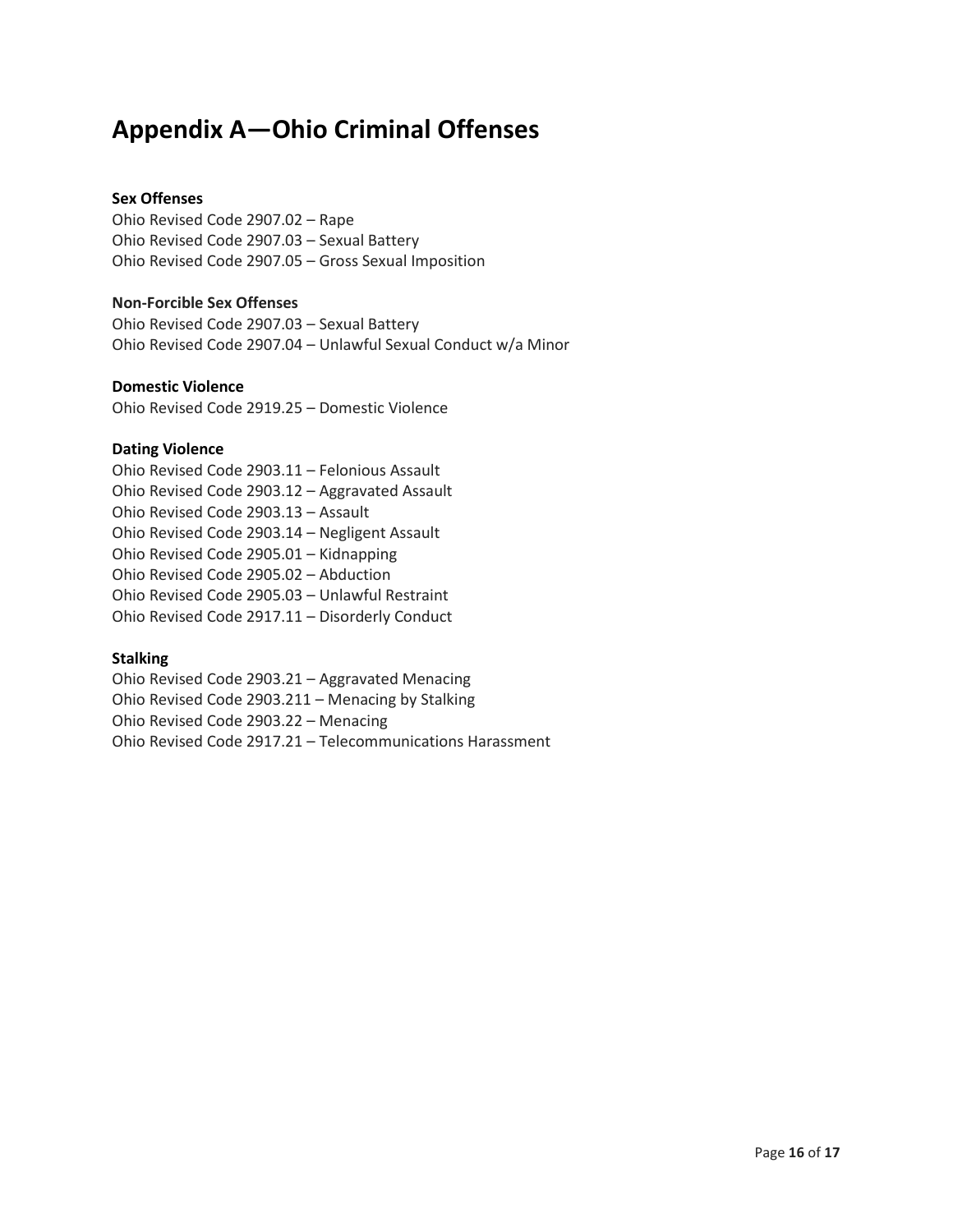# Appendix A—Ohio Criminal Offenses

**Sex Offenses**

Ohio Revised Code 2907.02 – Rape
Ohio Revised Code 2907.03 – Sexual Battery
Ohio Revised Code 2907.05 – Gross Sexual Imposition

**Non-Forcible Sex Offenses**

Ohio Revised Code 2907.03 – Sexual Battery
Ohio Revised Code 2907.04 – Unlawful Sexual Conduct w/a Minor

**Domestic Violence**

Ohio Revised Code 2919.25 – Domestic Violence

**Dating Violence**

Ohio Revised Code 2903.11 – Felonious Assault
Ohio Revised Code 2903.12 – Aggravated Assault
Ohio Revised Code 2903.13 – Assault
Ohio Revised Code 2903.14 – Negligent Assault
Ohio Revised Code 2905.01 – Kidnapping
Ohio Revised Code 2905.02 – Abduction
Ohio Revised Code 2905.03 – Unlawful Restraint
Ohio Revised Code 2917.11 – Disorderly Conduct

**Stalking**

Ohio Revised Code 2903.21 – Aggravated Menacing
Ohio Revised Code 2903.211 – Menacing by Stalking
Ohio Revised Code 2903.22 – Menacing
Ohio Revised Code 2917.21 – Telecommunications Harassment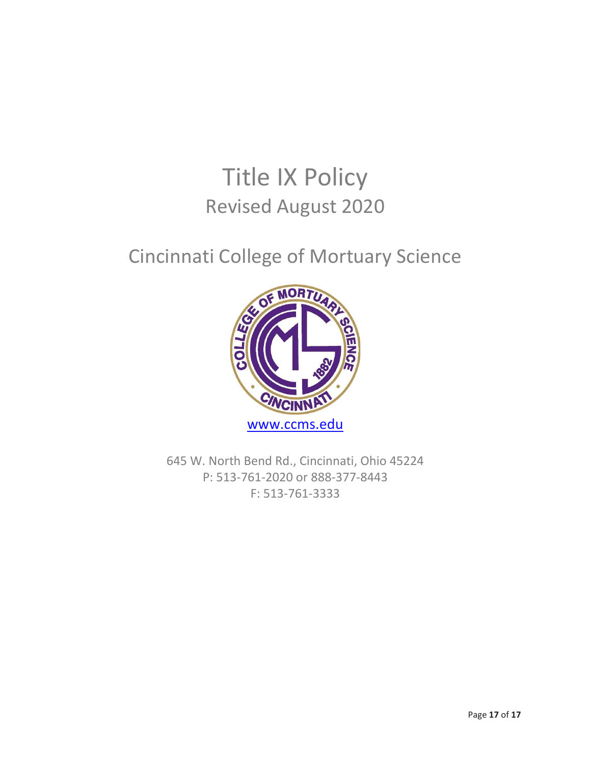# Title IX Policy

## Revised August 2020

## Cincinnati College of Mortuary Science

www.ccms.edu

645 W. North Bend Rd., Cincinnati, Ohio 45224

P: 513-761-2020 or 888-377-8443

F: 513-761-3333